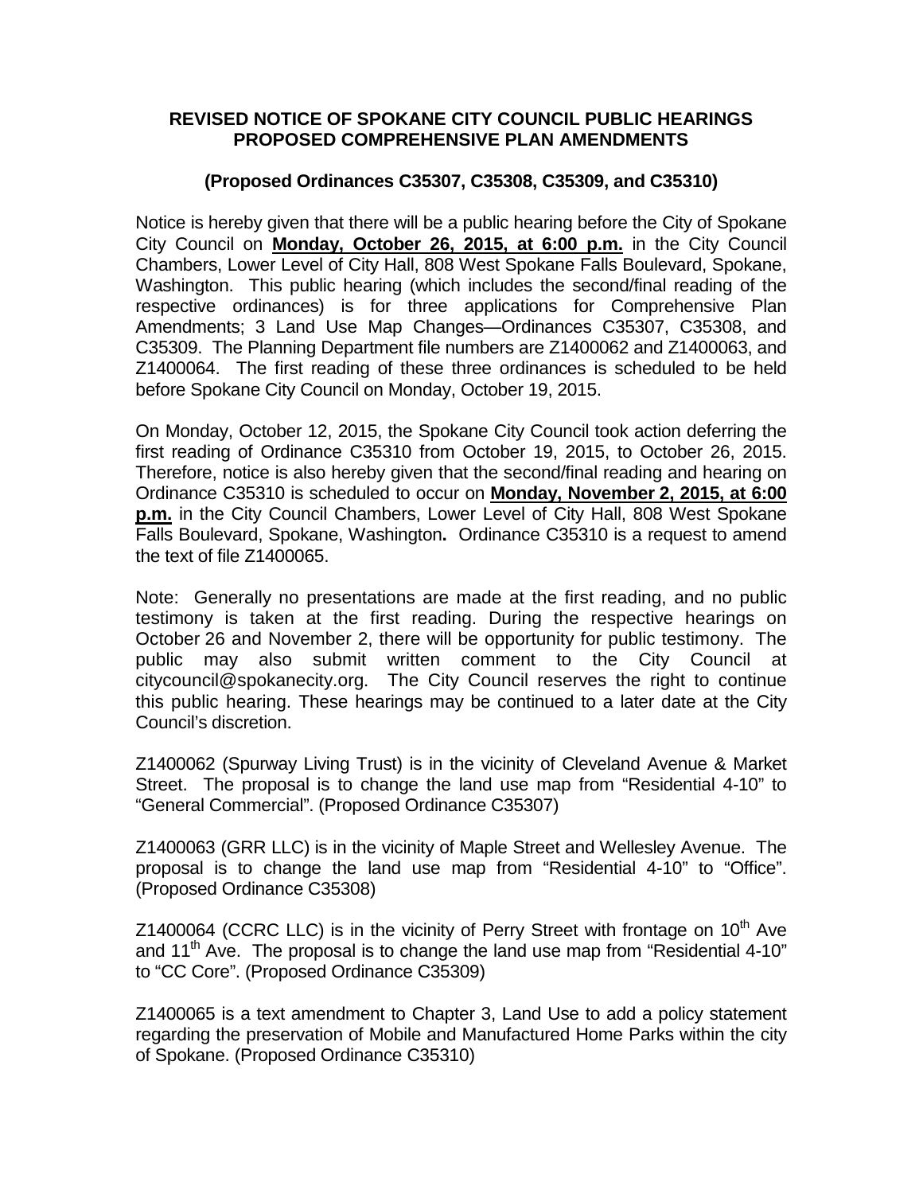# REVISED NOTICE OF SPOKANE CITY COUNCIL PUBLIC HEARINGS PROPOSED COMPREHENSIVE PLAN AMENDMENTS

## (Proposed Ordinances C35307, C35308, C35309, and C35310)

Notice is hereby given that there will be a public hearing before the City of Spokane City Council on **Monday, October 26, 2015, at 6:00 p.m.** in the City Council Chambers, Lower Level of City Hall, 808 West Spokane Falls Boulevard, Spokane, Washington. This public hearing (which includes the second/final reading of the respective ordinances) is for three applications for Comprehensive Plan Amendments; 3 Land Use Map Changes—Ordinances C35307, C35308, and C35309. The Planning Department file numbers are Z1400062 and Z1400063, and Z1400064. The first reading of these three ordinances is scheduled to be held before Spokane City Council on Monday, October 19, 2015.

On Monday, October 12, 2015, the Spokane City Council took action deferring the first reading of Ordinance C35310 from October 19, 2015, to October 26, 2015. Therefore, notice is also hereby given that the second/final reading and hearing on Ordinance C35310 is scheduled to occur on **Monday, November 2, 2015, at 6:00 p.m.** in the City Council Chambers, Lower Level of City Hall, 808 West Spokane Falls Boulevard, Spokane, Washington**.** Ordinance C35310 is a request to amend the text of file Z1400065.

Note: Generally no presentations are made at the first reading, and no public testimony is taken at the first reading. During the respective hearings on October 26 and November 2, there will be opportunity for public testimony. The public may also submit written comment to the City Council at citycouncil@spokanecity.org. The City Council reserves the right to continue this public hearing. These hearings may be continued to a later date at the City Council's discretion.

Z1400062 (Spurway Living Trust) is in the vicinity of Cleveland Avenue & Market Street. The proposal is to change the land use map from "Residential 4-10" to "General Commercial". (Proposed Ordinance C35307)

Z1400063 (GRR LLC) is in the vicinity of Maple Street and Wellesley Avenue. The proposal is to change the land use map from "Residential 4-10" to "Office". (Proposed Ordinance C35308)

Z1400064 (CCRC LLC) is in the vicinity of Perry Street with frontage on 10th Ave and 11th Ave. The proposal is to change the land use map from "Residential 4-10" to "CC Core". (Proposed Ordinance C35309)

Z1400065 is a text amendment to Chapter 3, Land Use to add a policy statement regarding the preservation of Mobile and Manufactured Home Parks within the city of Spokane. (Proposed Ordinance C35310)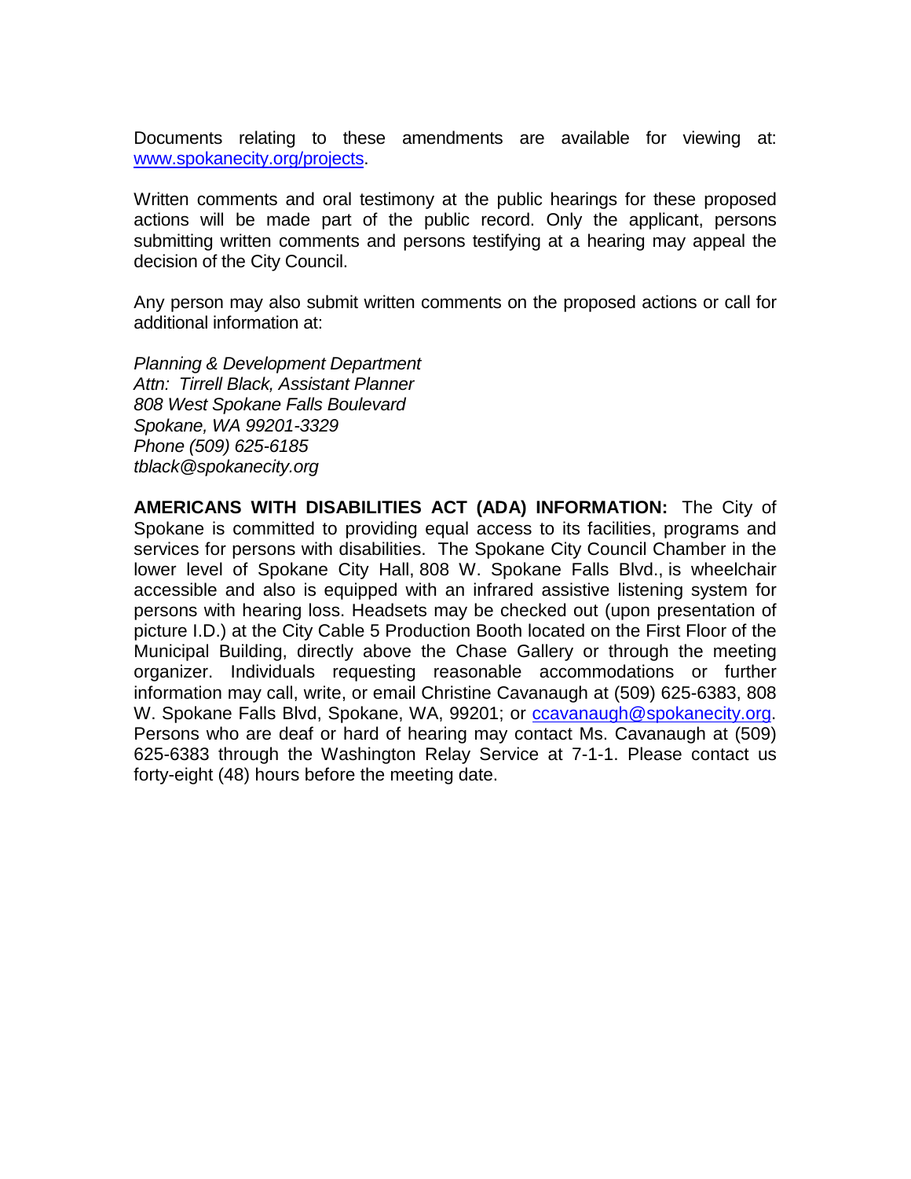Documents relating to these amendments are available for viewing at: www.spokanecity.org/projects.

Written comments and oral testimony at the public hearings for these proposed actions will be made part of the public record. Only the applicant, persons submitting written comments and persons testifying at a hearing may appeal the decision of the City Council.

Any person may also submit written comments on the proposed actions or call for additional information at:

*Planning & Development Department*  
*Attn: Tirrell Black, Assistant Planner*  
*808 West Spokane Falls Boulevard*  
*Spokane, WA 99201-3329*  
*Phone (509) 625-6185*  
*tblack@spokanecity.org*

**AMERICANS WITH DISABILITIES ACT (ADA) INFORMATION:** The City of Spokane is committed to providing equal access to its facilities, programs and services for persons with disabilities. The Spokane City Council Chamber in the lower level of Spokane City Hall, 808 W. Spokane Falls Blvd., is wheelchair accessible and also is equipped with an infrared assistive listening system for persons with hearing loss. Headsets may be checked out (upon presentation of picture I.D.) at the City Cable 5 Production Booth located on the First Floor of the Municipal Building, directly above the Chase Gallery or through the meeting organizer. Individuals requesting reasonable accommodations or further information may call, write, or email Christine Cavanaugh at (509) 625-6383, 808 W. Spokane Falls Blvd, Spokane, WA, 99201; or ccavanaugh@spokanecity.org. Persons who are deaf or hard of hearing may contact Ms. Cavanaugh at (509) 625-6383 through the Washington Relay Service at 7-1-1. Please contact us forty-eight (48) hours before the meeting date.